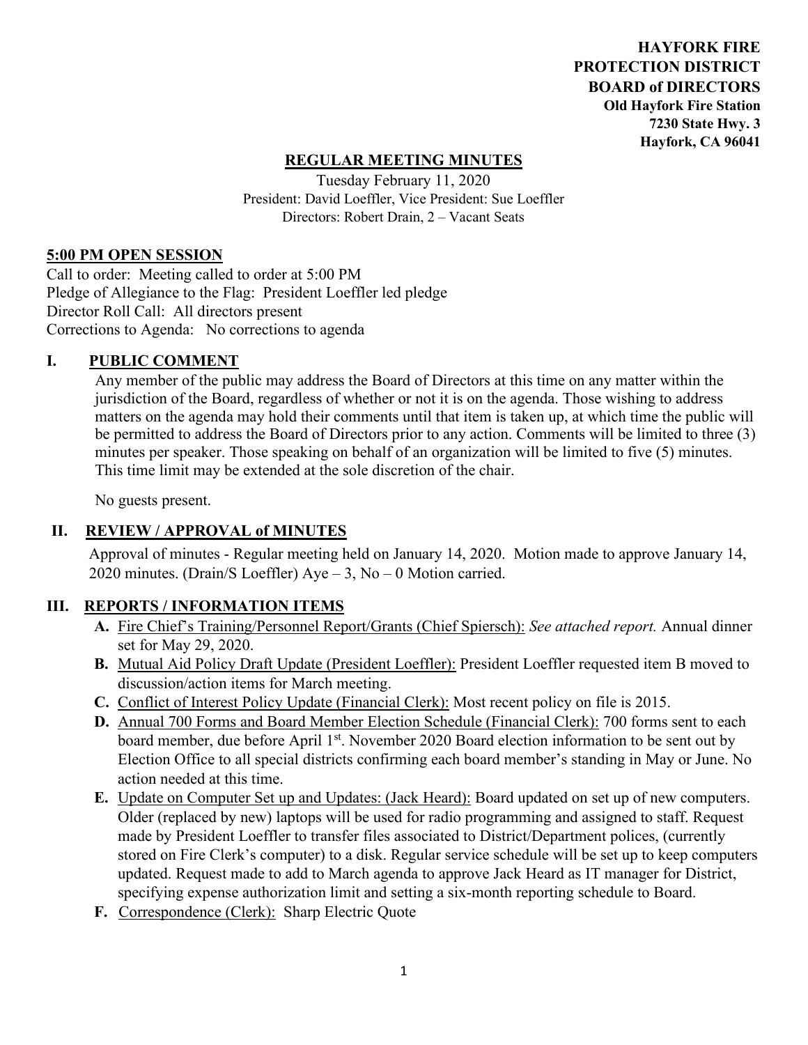**HAYFORK FIRE PROTECTION DISTRICT BOARD of DIRECTORS**
**Old Hayfork Fire Station**
**7230 State Hwy. 3**
**Hayfork, CA 96041**

# REGULAR MEETING MINUTES

Tuesday February 11, 2020
President: David Loeffler, Vice President: Sue Loeffler
Directors: Robert Drain, 2 – Vacant Seats

## 5:00 PM OPEN SESSION

Call to order: Meeting called to order at 5:00 PM
Pledge of Allegiance to the Flag: President Loeffler led pledge
Director Roll Call: All directors present
Corrections to Agenda: No corrections to agenda

## I. PUBLIC COMMENT

Any member of the public may address the Board of Directors at this time on any matter within the jurisdiction of the Board, regardless of whether or not it is on the agenda. Those wishing to address matters on the agenda may hold their comments until that item is taken up, at which time the public will be permitted to address the Board of Directors prior to any action. Comments will be limited to three (3) minutes per speaker. Those speaking on behalf of an organization will be limited to five (5) minutes. This time limit may be extended at the sole discretion of the chair.

No guests present.

## II. REVIEW / APPROVAL of MINUTES

Approval of minutes - Regular meeting held on January 14, 2020. Motion made to approve January 14, 2020 minutes. (Drain/S Loeffler) Aye – 3, No – 0 Motion carried.

## III. REPORTS / INFORMATION ITEMS

- **A.** Fire Chief's Training/Personnel Report/Grants (Chief Spiersch): *See attached report.* Annual dinner set for May 29, 2020.
- **B.** Mutual Aid Policy Draft Update (President Loeffler): President Loeffler requested item B moved to discussion/action items for March meeting.
- **C.** Conflict of Interest Policy Update (Financial Clerk): Most recent policy on file is 2015.
- **D.** Annual 700 Forms and Board Member Election Schedule (Financial Clerk): 700 forms sent to each board member, due before April 1st. November 2020 Board election information to be sent out by Election Office to all special districts confirming each board member's standing in May or June. No action needed at this time.
- **E.** Update on Computer Set up and Updates: (Jack Heard): Board updated on set up of new computers. Older (replaced by new) laptops will be used for radio programming and assigned to staff. Request made by President Loeffler to transfer files associated to District/Department polices, (currently stored on Fire Clerk's computer) to a disk. Regular service schedule will be set up to keep computers updated. Request made to add to March agenda to approve Jack Heard as IT manager for District, specifying expense authorization limit and setting a six-month reporting schedule to Board.
- **F.** Correspondence (Clerk): Sharp Electric Quote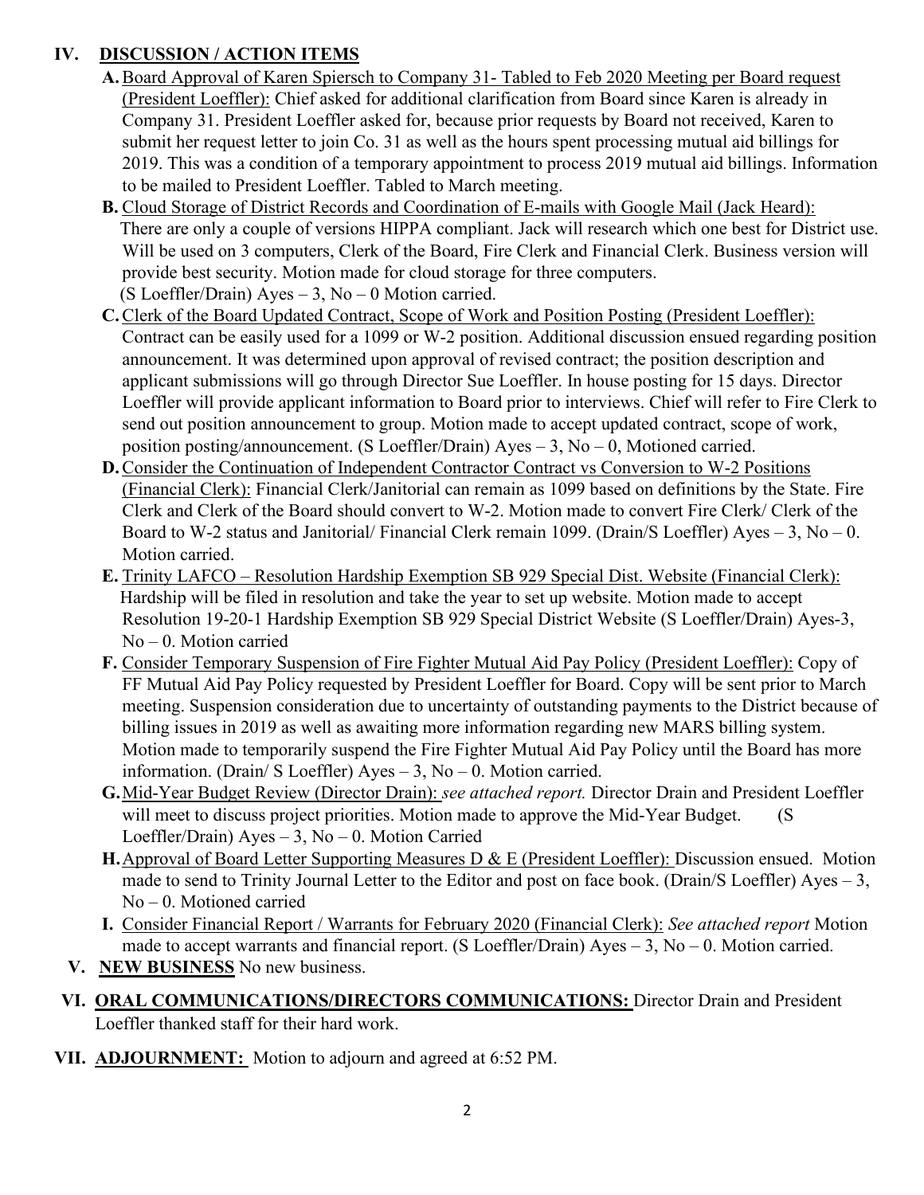## IV. DISCUSSION / ACTION ITEMS

**A.** Board Approval of Karen Spiersch to Company 31- Tabled to Feb 2020 Meeting per Board request (President Loeffler): Chief asked for additional clarification from Board since Karen is already in Company 31. President Loeffler asked for, because prior requests by Board not received, Karen to submit her request letter to join Co. 31 as well as the hours spent processing mutual aid billings for 2019. This was a condition of a temporary appointment to process 2019 mutual aid billings. Information to be mailed to President Loeffler. Tabled to March meeting.

**B.** Cloud Storage of District Records and Coordination of E-mails with Google Mail (Jack Heard): There are only a couple of versions HIPPA compliant. Jack will research which one best for District use. Will be used on 3 computers, Clerk of the Board, Fire Clerk and Financial Clerk. Business version will provide best security. Motion made for cloud storage for three computers. (S Loeffler/Drain) Ayes – 3, No – 0 Motion carried.

**C.** Clerk of the Board Updated Contract, Scope of Work and Position Posting (President Loeffler): Contract can be easily used for a 1099 or W-2 position. Additional discussion ensued regarding position announcement. It was determined upon approval of revised contract; the position description and applicant submissions will go through Director Sue Loeffler. In house posting for 15 days. Director Loeffler will provide applicant information to Board prior to interviews. Chief will refer to Fire Clerk to send out position announcement to group. Motion made to accept updated contract, scope of work, position posting/announcement. (S Loeffler/Drain) Ayes – 3, No – 0, Motioned carried.

**D.** Consider the Continuation of Independent Contractor Contract vs Conversion to W-2 Positions (Financial Clerk): Financial Clerk/Janitorial can remain as 1099 based on definitions by the State. Fire Clerk and Clerk of the Board should convert to W-2. Motion made to convert Fire Clerk/ Clerk of the Board to W-2 status and Janitorial/ Financial Clerk remain 1099. (Drain/S Loeffler) Ayes – 3, No – 0. Motion carried.

**E.** Trinity LAFCO – Resolution Hardship Exemption SB 929 Special Dist. Website (Financial Clerk): Hardship will be filed in resolution and take the year to set up website. Motion made to accept Resolution 19-20-1 Hardship Exemption SB 929 Special District Website (S Loeffler/Drain) Ayes-3, No – 0. Motion carried

**F.** Consider Temporary Suspension of Fire Fighter Mutual Aid Pay Policy (President Loeffler): Copy of FF Mutual Aid Pay Policy requested by President Loeffler for Board. Copy will be sent prior to March meeting. Suspension consideration due to uncertainty of outstanding payments to the District because of billing issues in 2019 as well as awaiting more information regarding new MARS billing system. Motion made to temporarily suspend the Fire Fighter Mutual Aid Pay Policy until the Board has more information. (Drain/ S Loeffler) Ayes – 3, No – 0. Motion carried.

**G.** Mid-Year Budget Review (Director Drain): *see attached report.* Director Drain and President Loeffler will meet to discuss project priorities. Motion made to approve the Mid-Year Budget. (S Loeffler/Drain) Ayes – 3, No – 0. Motion Carried

**H.** Approval of Board Letter Supporting Measures D & E (President Loeffler): Discussion ensued. Motion made to send to Trinity Journal Letter to the Editor and post on face book. (Drain/S Loeffler) Ayes – 3, No – 0. Motioned carried

**I.** Consider Financial Report / Warrants for February 2020 (Financial Clerk): *See attached report* Motion made to accept warrants and financial report. (S Loeffler/Drain) Ayes – 3, No – 0. Motion carried.

## V. NEW BUSINESS
No new business.

## VI. ORAL COMMUNICATIONS/DIRECTORS COMMUNICATIONS:
Director Drain and President Loeffler thanked staff for their hard work.

## VII. ADJOURNMENT:
Motion to adjourn and agreed at 6:52 PM.